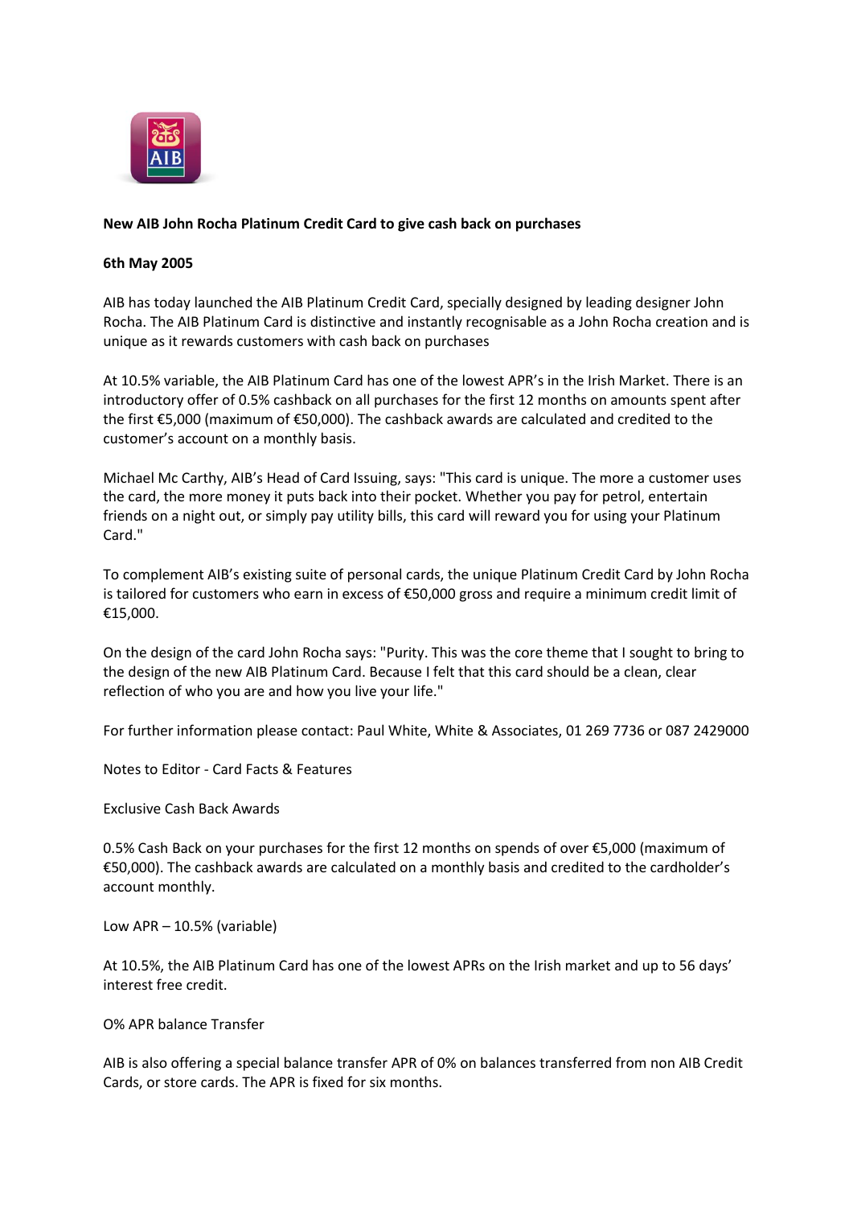**New AIB John Rocha Platinum Credit Card to give cash back on purchases**

**6th May 2005**

AIB has today launched the AIB Platinum Credit Card, specially designed by leading designer John Rocha. The AIB Platinum Card is distinctive and instantly recognisable as a John Rocha creation and is unique as it rewards customers with cash back on purchases

At 10.5% variable, the AIB Platinum Card has one of the lowest APR's in the Irish Market. There is an introductory offer of 0.5% cashback on all purchases for the first 12 months on amounts spent after the first €5,000 (maximum of €50,000). The cashback awards are calculated and credited to the customer's account on a monthly basis.

Michael Mc Carthy, AIB's Head of Card Issuing, says: "This card is unique. The more a customer uses the card, the more money it puts back into their pocket. Whether you pay for petrol, entertain friends on a night out, or simply pay utility bills, this card will reward you for using your Platinum Card."

To complement AIB's existing suite of personal cards, the unique Platinum Credit Card by John Rocha is tailored for customers who earn in excess of €50,000 gross and require a minimum credit limit of €15,000.

On the design of the card John Rocha says: "Purity. This was the core theme that I sought to bring to the design of the new AIB Platinum Card. Because I felt that this card should be a clean, clear reflection of who you are and how you live your life."

For further information please contact: Paul White, White & Associates, 01 269 7736 or 087 2429000

Notes to Editor - Card Facts & Features

Exclusive Cash Back Awards

0.5% Cash Back on your purchases for the first 12 months on spends of over €5,000 (maximum of €50,000). The cashback awards are calculated on a monthly basis and credited to the cardholder's account monthly.

Low APR – 10.5% (variable)

At 10.5%, the AIB Platinum Card has one of the lowest APRs on the Irish market and up to 56 days' interest free credit.

O% APR balance Transfer

AIB is also offering a special balance transfer APR of 0% on balances transferred from non AIB Credit Cards, or store cards. The APR is fixed for six months.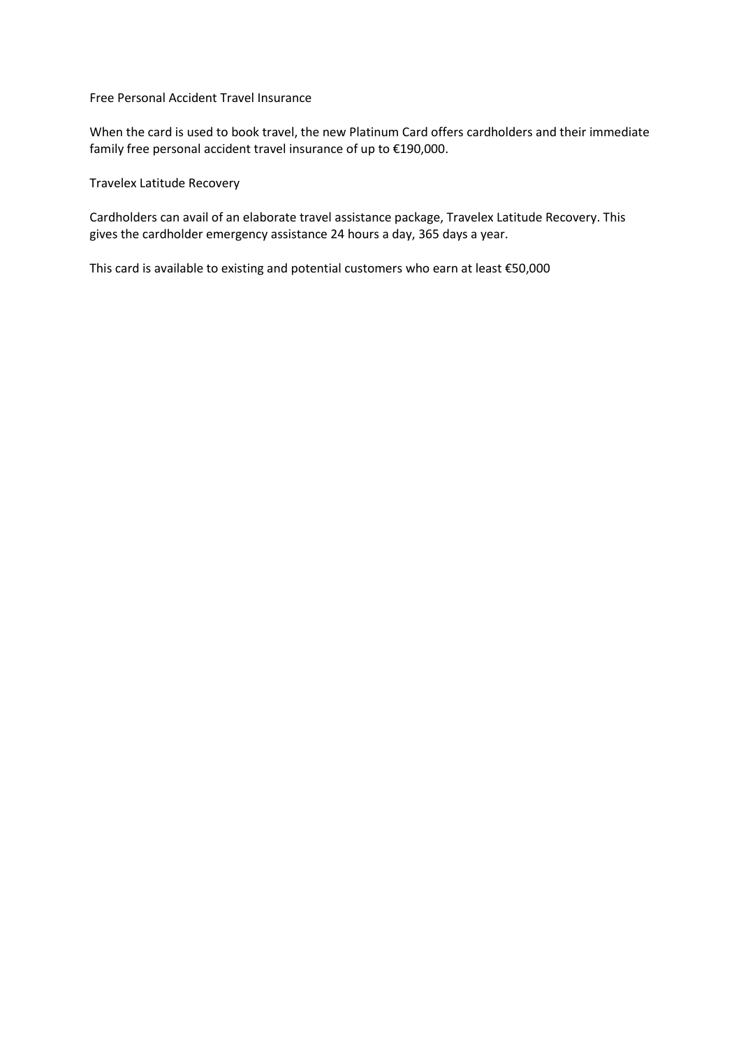## Free Personal Accident Travel Insurance

When the card is used to book travel, the new Platinum Card offers cardholders and their immediate family free personal accident travel insurance of up to €190,000.

## Travelex Latitude Recovery

Cardholders can avail of an elaborate travel assistance package, Travelex Latitude Recovery. This gives the cardholder emergency assistance 24 hours a day, 365 days a year.

This card is available to existing and potential customers who earn at least €50,000